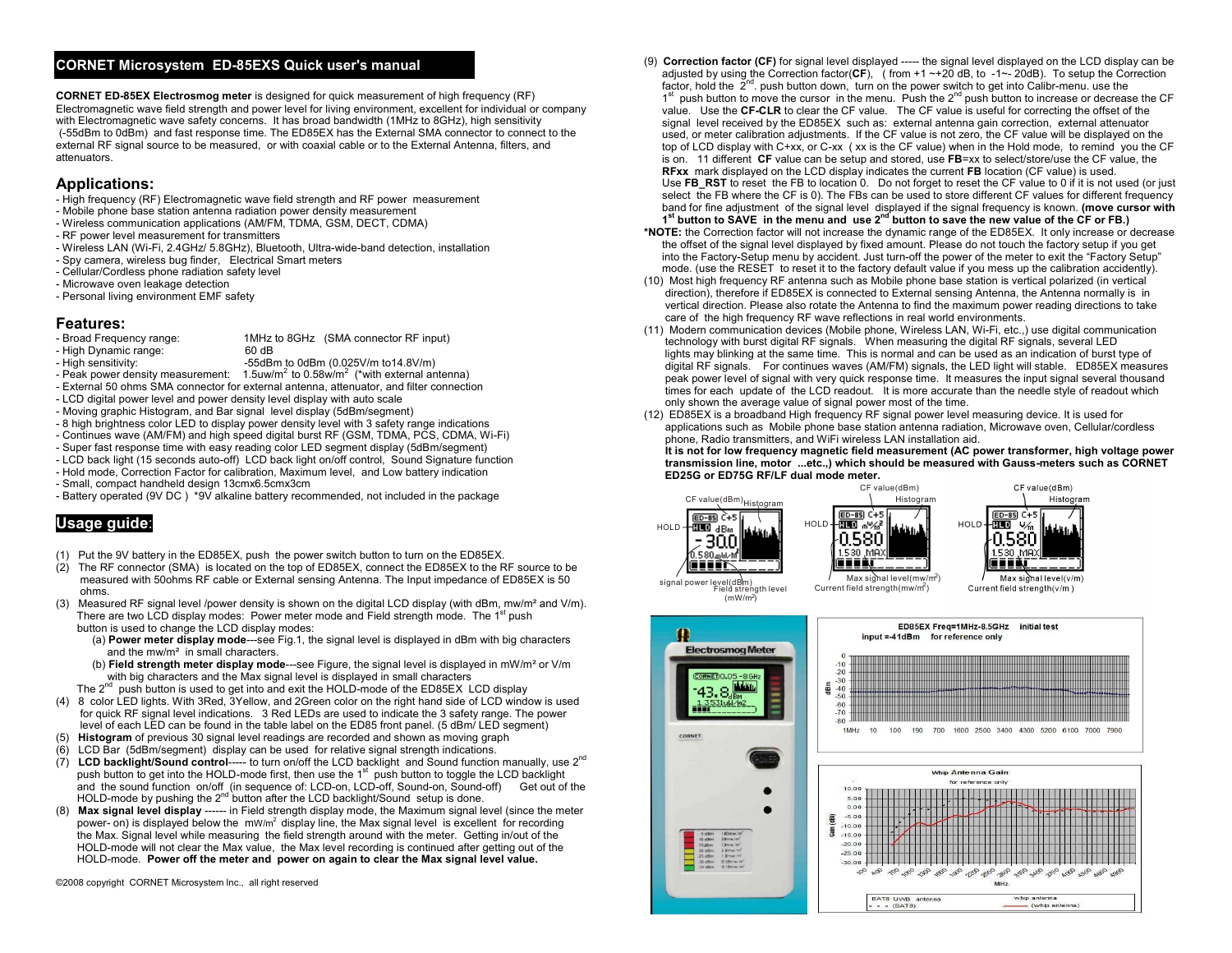# CORNET Microsystem ED-85EXS Quick user's manual

**CORNET ED-85EX Electrosmog meter** is designed for quick measurement of high frequency (RF) Electromagnetic wave field strength and power level for living environment, excellent for individual or company with Electromagnetic wave safety concerns. It has broad bandwidth (1MHz to 8GHz), high sensitivity (-55dBm to 0dBm) and fast response time. The ED85EX has the External SMA connector to connect to the external RF signal source to be measured, or with coaxial cable or to the External Antenna, filters, and attenuators.

## Applications:

- High frequency (RF) Electromagnetic wave field strength and RF power measurement
- Mobile phone base station antenna radiation power density measurement
- Wireless communication applications (AM/FM, TDMA, GSM, DECT, CDMA)
- RF power level measurement for transmitters
- Wireless LAN (Wi-Fi, 2.4GHz/ 5.8GHz), Bluetooth, Ultra-wide-band detection, installation
- Spy camera, wireless bug finder, Electrical Smart meters
- Cellular/Cordless phone radiation safety level
- Microwave oven leakage detection
- Personal living environment EMF safety

## Features:

- Broad Frequency range: 1MHz to 8GHz (SMA connector RF input)
- High Dynamic range: 60 dB
- High sensitivity: -55dBm to 0dBm (0.025V/m to14.8V/m)
- Peak power density measurement: 1.5uw/m$^2$ to 0.58w/m$^2$ (*with external antenna)
- External 50 ohms SMA connector for external antenna, attenuator, and filter connection
- LCD digital power level and power density level display with auto scale
- Moving graphic Histogram, and Bar signal level display (5dBm/segment)
- 8 high brightness color LED to display power density level with 3 safety range indications
- Continues wave (AM/FM) and high speed digital burst RF (GSM, TDMA, PCS, CDMA, Wi-Fi)
- Super fast response time with easy reading color LED segment display (5dBm/segment)
- LCD back light (15 seconds auto-off) LCD back light on/off control, Sound Signature function
- Hold mode, Correction Factor for calibration, Maximum level, and Low battery indication
- Small, compact handheld design 13cmx6.5cmx3cm
- Battery operated (9V DC ) *9V alkaline battery recommended, not included in the package

## Usage guide:

(1) Put the 9V battery in the ED85EX, push the power switch button to turn on the ED85EX.

(2) The RF connector (SMA) is located on the top of ED85EX, connect the ED85EX to the RF source to be measured with 50ohms RF cable or External sensing Antenna. The Input impedance of ED85EX is 50 ohms.

(3) Measured RF signal level /power density is shown on the digital LCD display (with dBm, mw/m² and V/m). There are two LCD display modes: Power meter mode and Field strength mode. The 1st push button is used to change the LCD display modes:
  (a) **Power meter display mode**---see Fig.1, the signal level is displayed in dBm with big characters and the mw/m² in small characters.
  (b) **Field strength meter display mode**---see Figure, the signal level is displayed in mW/m² or V/m with big characters and the Max signal level is displayed in small characters

  The 2nd push button is used to get into and exit the HOLD-mode of the ED85EX LCD display

(4) 8 color LED lights. With 3Red, 3Yellow, and 2Green color on the right hand side of LCD window is used for quick RF signal level indications. 3 Red LEDs are used to indicate the 3 safety range. The power level of each LED can be found in the table label on the ED85 front panel. (5 dBm/ LED segment)

(5) **Histogram** of previous 30 signal level readings are recorded and shown as moving graph

(6) LCD Bar (5dBm/segment) display can be used for relative signal strength indications.

(7) **LCD backlight/Sound control**----- to turn on/off the LCD backlight and Sound function manually, use 2nd push button to get into the HOLD-mode first, then use the 1st push button to toggle the LCD backlight and the sound function on/off (in sequence of: LCD-on, LCD-off, Sound-on, Sound-off) Get out of the HOLD-mode by pushing the 2nd button after the LCD backlight/Sound setup is done.

(8) **Max signal level display** ------ in Field strength display mode, the Maximum signal level (since the meter power- on) is displayed below the mW/m$^2$ display line, the Max signal level is excellent for recording the Max. Signal level while measuring the field strength around with the meter. Getting in/out of the HOLD-mode will not clear the Max value, the Max level recording is continued after getting out of the HOLD-mode. **Power off the meter and power on again to clear the Max signal level value.**

©2008 copyright CORNET Microsystem Inc., all right reserved

(9) **Correction factor (CF)** for signal level displayed ----- the signal level displayed on the LCD display can be adjusted by using the Correction factor(**CF**), ( from +1 ~+20 dB, to -1~- 20dB). To setup the Correction factor, hold the 2nd. push button down, turn on the power switch to get into Calibr-menu. use the 1st push button to move the cursor in the menu. Push the 2nd push button to increase or decrease the CF value. Use the **CF-CLR** to clear the CF value. The CF value is useful for correcting the offset of the signal level received by the ED85EX such as: external antenna gain correction, external attenuator used, or meter calibration adjustments. If the CF value is not zero, the CF value will be displayed on the top of LCD display with C+xx, or C-xx ( xx is the CF value) when in the Hold mode, to remind you the CF is on. 11 different **CF** value can be setup and stored, use **FB**=xx to select/store/use the CF value, the **RFxx** mark displayed on the LCD display indicates the current **FB** location (CF value) is used. Use **FB_RST** to reset the FB to location 0. Do not forget to reset the CF value to 0 if it is not used (or just select the FB where the CF is 0). The FBs can be used to store different CF values for different frequency band for fine adjustment of the signal level displayed if the signal frequency is known. **(move cursor with 1st button to SAVE in the menu and use 2nd button to save the new value of the CF or FB.)**

***NOTE:** the Correction factor will not increase the dynamic range of the ED85EX. It only increase or decrease the offset of the signal level displayed by fixed amount. Please do not touch the factory setup if you get into the Factory-Setup menu by accident. Just turn-off the power of the meter to exit the "Factory Setup" mode. (use the RESET to reset it to the factory default value if you mess up the calibration accidently).

(10) Most high frequency RF antenna such as Mobile phone base station is vertical polarized (in vertical direction), therefore if ED85EX is connected to External sensing Antenna, the Antenna normally is in vertical direction. Please also rotate the Antenna to find the maximum power reading directions to take care of the high frequency RF wave reflections in real world environments.

(11) Modern communication devices (Mobile phone, Wireless LAN, Wi-Fi, etc.,) use digital communication technology with burst digital RF signals. When measuring the digital RF signals, several LED lights may blinking at the same time. This is normal and can be used as an indication of burst type of digital RF signals. For continues waves (AM/FM) signals, the LED light will stable. ED85EX measures peak power level of signal with very quick response time. It measures the input signal several thousand times for each update of the LCD readout. It is more accurate than the needle style of readout which only shown the average value of signal power most of the time.

(12) ED85EX is a broadband High frequency RF signal power level measuring device. It is used for applications such as Mobile phone base station antenna radiation, Microwave oven, Cellular/cordless phone, Radio transmitters, and WiFi wireless LAN installation aid. **It is not for low frequency magnetic field measurement (AC power transformer, high voltage power transmission line, motor ...etc.,) which should be measured with Gauss-meters such as CORNET ED25G or ED75G RF/LF dual mode meter.**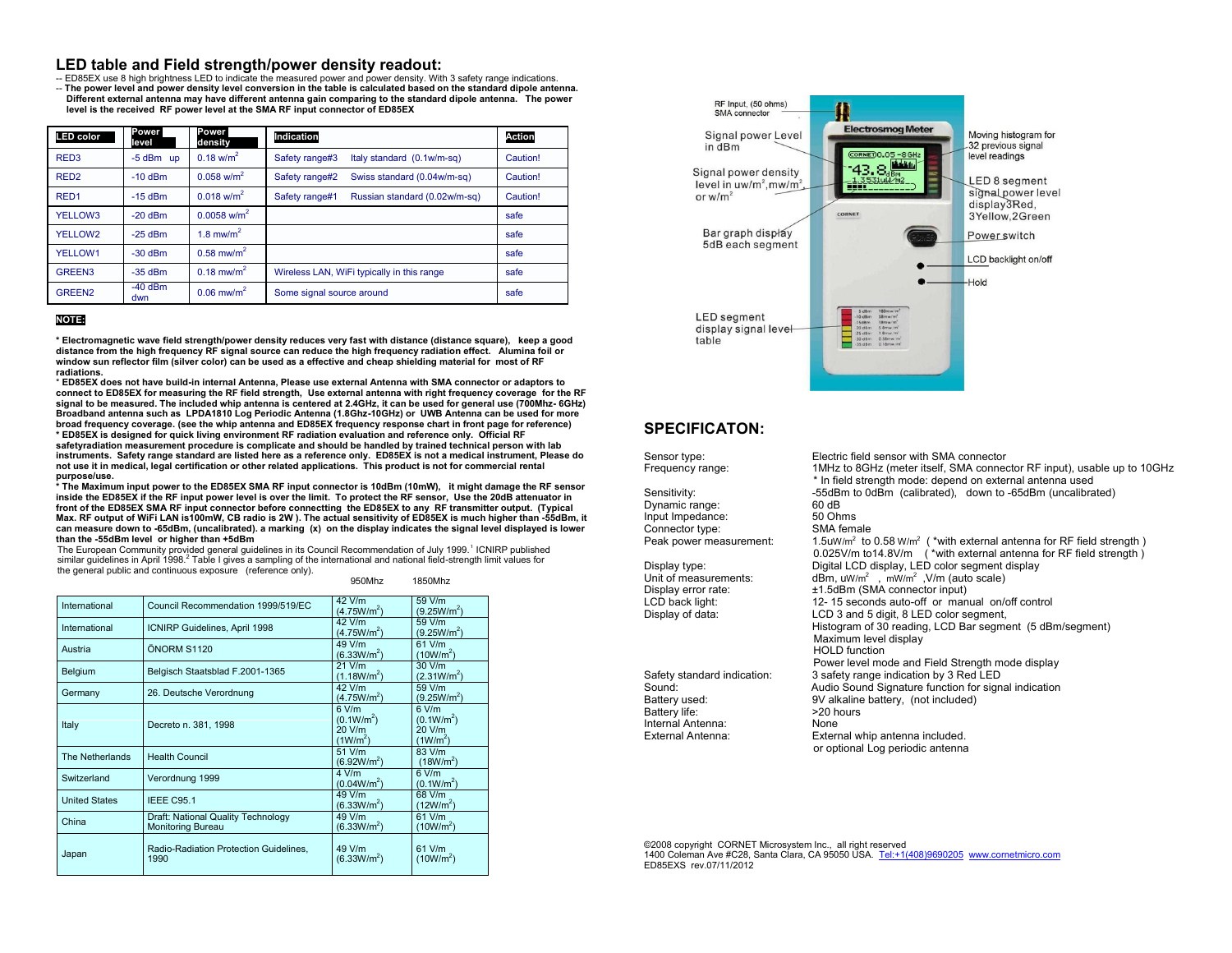## LED table and Field strength/power density readout:

-- ED85EX use 8 high brightness LED to indicate the measured power and power density. With 3 safety range indications.
-- **The power level and power density level conversion in the table is calculated based on the standard dipole antenna. Different external antenna may have different antenna gain comparing to the standard dipole antenna. The power level is the received RF power level at the SMA RF input connector of ED85EX**

| LED color | Power level | Power density | Indication | | Action |
|---|---|---|---|---|---|
| RED3 | -5 dBm up | 0.18 w/m$^2$ | Safety range#3 | Italy standard (0.1w/m-sq) | Caution! |
| RED2 | -10 dBm | 0.058 w/m$^2$ | Safety range#2 | Swiss standard (0.04w/m-sq) | Caution! |
| RED1 | -15 dBm | 0.018 w/m$^2$ | Safety range#1 | Russian standard (0.02w/m-sq) | Caution! |
| YELLOW3 | -20 dBm | 0.0058 w/m$^2$ | | | safe |
| YELLOW2 | -25 dBm | 1.8 mw/m$^2$ | | | safe |
| YELLOW1 | -30 dBm | 0.58 mw/m$^2$ | | | safe |
| GREEN3 | -35 dBm | 0.18 mw/m$^2$ | Wireless LAN, WiFi typically in this range | | safe |
| GREEN2 | -40 dBm dwn | 0.06 mw/m$^2$ | Some signal source around | | safe |

**NOTE:**

**\* Electromagnetic wave field strength/power density reduces very fast with distance (distance square), keep a good distance from the high frequency RF signal source can reduce the high frequency radiation effect. Alumina foil or window sun reflector film (silver color) can be used as a effective and cheap shielding material for most of RF radiations.**

\* **ED85EX does not have build-in internal Antenna, Please use external Antenna with SMA connector or adaptors to connect to ED85EX for measuring the RF field strength, Use external antenna with right frequency coverage for the RF signal to be measured. The included whip antenna is centered at 2.4GHz, it can be used for general use (700Mhz- 6GHz) Broadband antenna such as LPDA1810 Log Periodic Antenna (1.8Ghz-10GHz) or UWB Antenna can be used for more broad frequency coverage. (see the whip antenna and ED85EX frequency response chart in front page for reference)**

**\* ED85EX is designed for quick living environment RF radiation evaluation and reference only. Official RF safetyradiation measurement procedure is complicate and should be handled by trained technical person with lab instruments. Safety range standard are listed here as a reference only. ED85EX is not a medical instrument, Please do not use it in medical, legal certification or other related applications. This product is not for commercial rental purpose/use.**

**\* The Maximum input power to the ED85EX SMA RF input connector is 10dBm (10mW), it might damage the RF sensor inside the ED85EX if the RF input power level is over the limit. To protect the RF sensor, Use the 20dB attenuator in front of the ED85EX SMA RF input connector before connecting the ED85EX to any RF transmitter output. (Typical Max. RF output of WiFi LAN is100mW, CB radio is 2W ). The actual sensitivity of ED85EX is much higher than -55dBm, it can measure down to -65dBm, (uncalibrated). a marking (x) on the display indicates the signal level displayed is lower than the -55dBm level or higher than +5dBm**

The European Community provided general guidelines in its Council Recommendation of July 1999.[1] ICNIRP published similar guidelines in April 1998.[2] Table I gives a sampling of the international and national field-strength limit values for the general public and continuous exposure (reference only).

| | | 950Mhz | 1850Mhz |
|---|---|---|---|
| International | Council Recommendation 1999/519/EC | 42 V/m (4.75W/m$^2$) | 59 V/m (9.25W/m$^2$) |
| International | ICNIRP Guidelines, April 1998 | 42 V/m (4.75W/m$^2$) | 59 V/m (9.25W/m$^2$) |
| Austria | ÖNORM S1120 | 49 V/m (6.33W/m$^2$) | 61 V/m (10W/m$^2$) |
| Belgium | Belgisch Staatsblad F.2001-1365 | 21 V/m (1.18W/m$^2$) | 30 V/m (2.31W/m$^2$) |
| Germany | 26. Deutsche Verordnung | 42 V/m (4.75W/m$^2$) | 59 V/m (9.25W/m$^2$) |
| Italy | Decreto n. 381, 1998 | 6 V/m (0.1W/m$^2$) 20 V/m (1W/m$^2$) | 6 V/m (0.1W/m$^2$) 20 V/m (1W/m$^2$) |
| The Netherlands | Health Council | 51 V/m (6.92W/m$^2$) | 83 V/m (18W/m$^2$) |
| Switzerland | Verordnung 1999 | 4 V/m (0.04W/m$^2$) | 6 V/m (0.1W/m$^2$) |
| United States | IEEE C95.1 | 49 V/m (6.33W/m$^2$) | 68 V/m (12W/m$^2$) |
| China | Draft: National Quality Technology Monitoring Bureau | 49 V/m (6.33W/m$^2$) | 61 V/m (10W/m$^2$) |
| Japan | Radio-Radiation Protection Guidelines, 1990 | 49 V/m (6.33W/m$^2$) | 61 V/m (10W/m$^2$) |

RF Input, (50 ohms) SMA connector

Signal power Level in dBm

Signal power density level in uw/m$^2$,mw/m$^2$, or w/m$^2$

Bar graph display 5dB each segment

LED segment display signal level table

Moving histogram for 32 previous signal level readings

LED 8 segment signal power level display3Red, 3Yellow,2Green

Power switch

LCD backlight on/off

Hold

## SPECIFICATON:

| | |
|---|---|
| Sensor type: | Electric field sensor with SMA connector |
| Frequency range: | 1MHz to 8GHz (meter itself, SMA connector RF input), usable up to 10GHz<br>\* In field strength mode: depend on external antenna used |
| Sensitivity: | -55dBm to 0dBm (calibrated), down to -65dBm (uncalibrated) |
| Dynamic range: | 60 dB |
| Input Impedance: | 50 Ohms |
| Connector type: | SMA female |
| Peak power measurement: | 1.5uW/m$^2$ to 0.58 W/m$^2$ ( \*with external antenna for RF field strength )<br>0.025V/m to14.8V/m ( \*with external antenna for RF field strength ) |
| Display type: | Digital LCD display, LED color segment display |
| Unit of measurements: | dBm, uW/m$^2$ , mW/m$^2$ ,V/m (auto scale) |
| Display error rate: | ±1.5dBm (SMA connector input) |
| LCD back light: | 12- 15 seconds auto-off or manual on/off control |
| Display of data: | LCD 3 and 5 digit, 8 LED color segment,<br>Histogram of 30 reading, LCD Bar segment (5 dBm/segment)<br>Maximum level display<br>HOLD function<br>Power level mode and Field Strength mode display |
| Safety standard indication: | 3 safety range indication by 3 Red LED |
| Sound: | Audio Sound Signature function for signal indication |
| Battery used: | 9V alkaline battery, (not included) |
| Battery life: | >20 hours |
| Internal Antenna: | None |
| External Antenna: | External whip antenna included.<br>or optional Log periodic antenna |

©2008 copyright CORNET Microsystem Inc., all right reserved
1400 Coleman Ave #C28, Santa Clara, CA 95050 USA. Tel:+1(408)9690205 www.cornetmicro.com
ED85EXS rev.07/11/2012